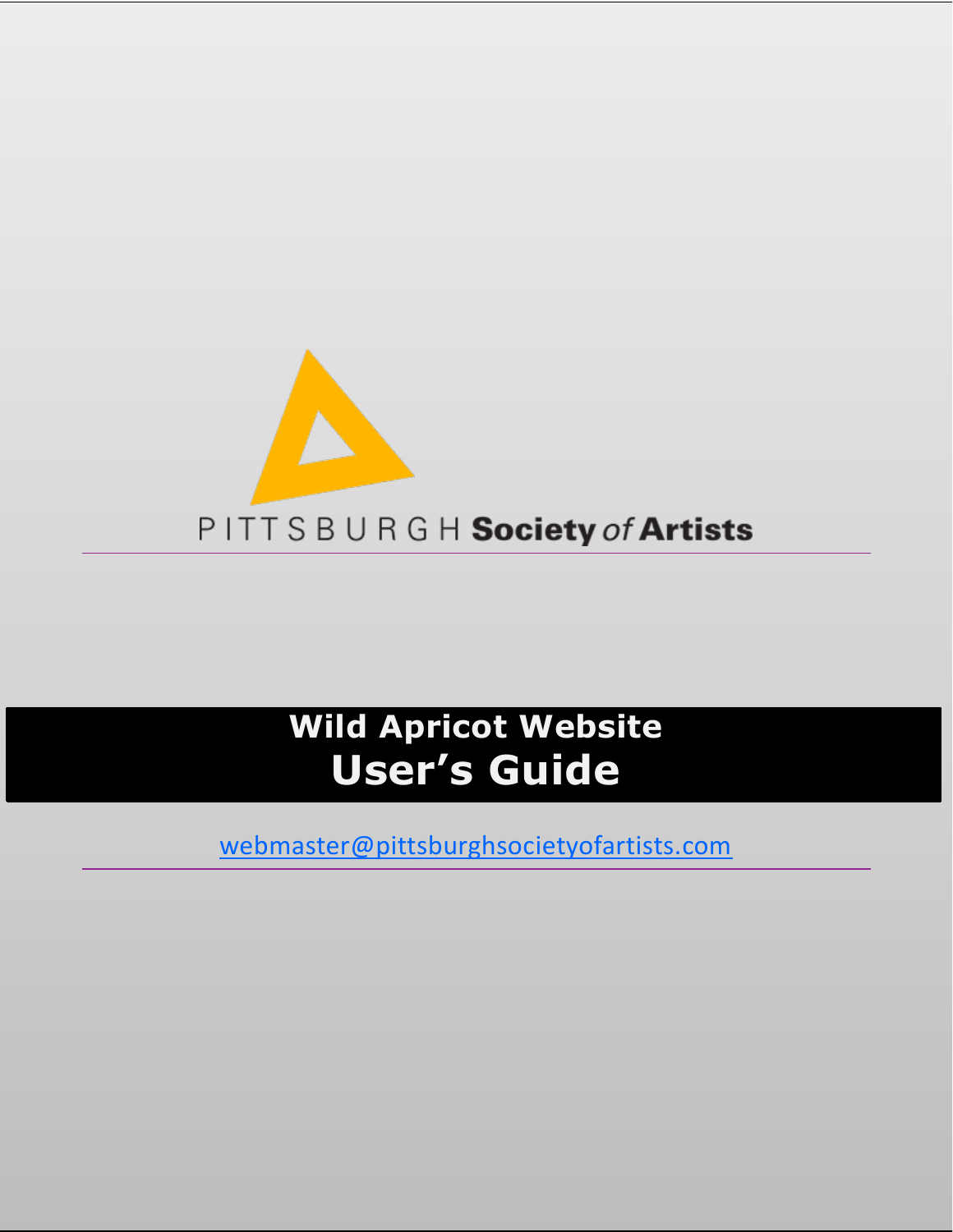PITTSBURGH Society of Artists

# Wild Apricot Website
# User's Guide

webmaster@pittsburghsocietyofartists.com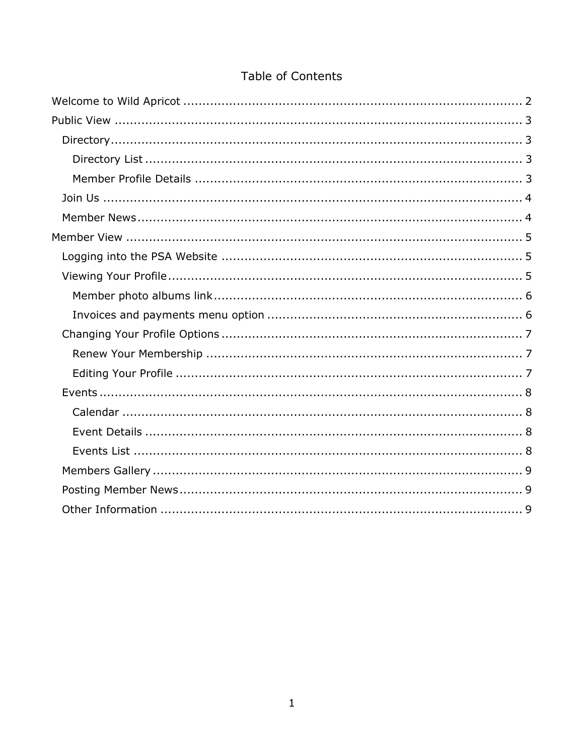# Table of Contents

- Welcome to Wild Apricot .......... 2
- Public View .......... 3
  - Directory .......... 3
    - Directory List .......... 3
    - Member Profile Details .......... 3
  - Join Us .......... 4
  - Member News .......... 4
- Member View .......... 5
  - Logging into the PSA Website .......... 5
  - Viewing Your Profile .......... 5
    - Member photo albums link .......... 6
    - Invoices and payments menu option .......... 6
  - Changing Your Profile Options .......... 7
    - Renew Your Membership .......... 7
    - Editing Your Profile .......... 7
  - Events .......... 8
    - Calendar .......... 8
    - Event Details .......... 8
    - Events List .......... 8
  - Members Gallery .......... 9
  - Posting Member News .......... 9
  - Other Information .......... 9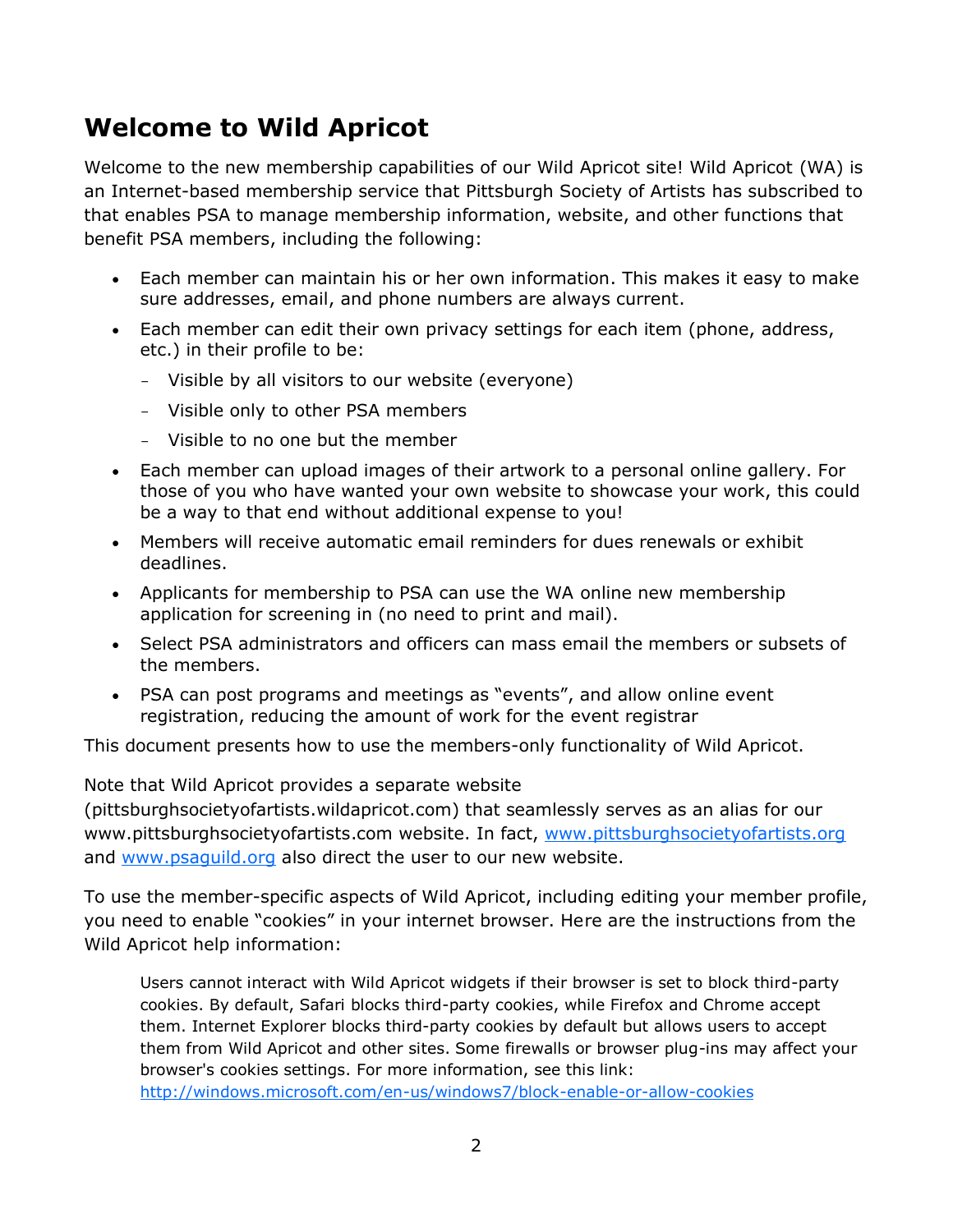# Welcome to Wild Apricot

Welcome to the new membership capabilities of our Wild Apricot site! Wild Apricot (WA) is an Internet-based membership service that Pittsburgh Society of Artists has subscribed to that enables PSA to manage membership information, website, and other functions that benefit PSA members, including the following:

- Each member can maintain his or her own information. This makes it easy to make sure addresses, email, and phone numbers are always current.
- Each member can edit their own privacy settings for each item (phone, address, etc.) in their profile to be:
  - Visible by all visitors to our website (everyone)
  - Visible only to other PSA members
  - Visible to no one but the member
- Each member can upload images of their artwork to a personal online gallery. For those of you who have wanted your own website to showcase your work, this could be a way to that end without additional expense to you!
- Members will receive automatic email reminders for dues renewals or exhibit deadlines.
- Applicants for membership to PSA can use the WA online new membership application for screening in (no need to print and mail).
- Select PSA administrators and officers can mass email the members or subsets of the members.
- PSA can post programs and meetings as "events", and allow online event registration, reducing the amount of work for the event registrar

This document presents how to use the members-only functionality of Wild Apricot.

Note that Wild Apricot provides a separate website (pittsburghsocietyofartists.wildapricot.com) that seamlessly serves as an alias for our www.pittsburghsocietyofartists.com website. In fact, [www.pittsburghsocietyofartists.org](http://www.pittsburghsocietyofartists.org) and [www.psaguild.org](http://www.psaguild.org) also direct the user to our new website.

To use the member-specific aspects of Wild Apricot, including editing your member profile, you need to enable "cookies" in your internet browser. Here are the instructions from the Wild Apricot help information:

> Users cannot interact with Wild Apricot widgets if their browser is set to block third-party cookies. By default, Safari blocks third-party cookies, while Firefox and Chrome accept them. Internet Explorer blocks third-party cookies by default but allows users to accept them from Wild Apricot and other sites. Some firewalls or browser plug-ins may affect your browser's cookies settings. For more information, see this link: [http://windows.microsoft.com/en-us/windows7/block-enable-or-allow-cookies](http://windows.microsoft.com/en-us/windows7/block-enable-or-allow-cookies)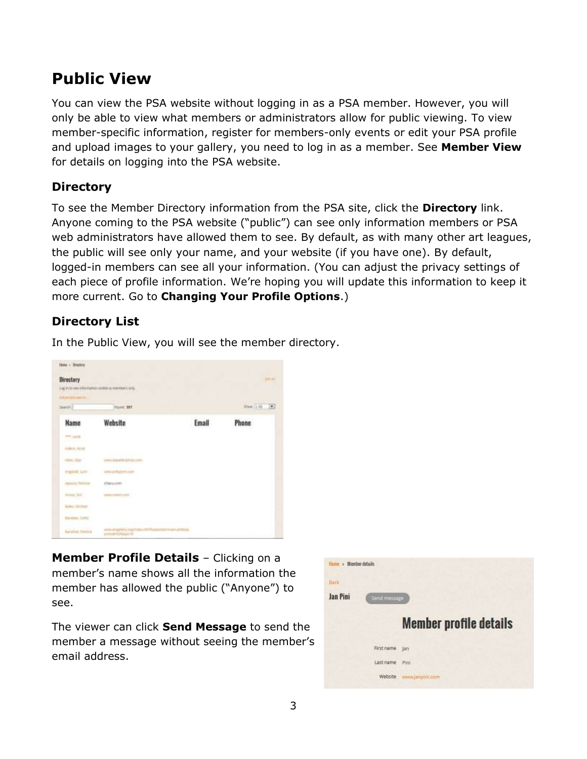# Public View

You can view the PSA website without logging in as a PSA member. However, you will only be able to view what members or administrators allow for public viewing. To view member-specific information, register for members-only events or edit your PSA profile and upload images to your gallery, you need to log in as a member. See **Member View** for details on logging into the PSA website.

## Directory

To see the Member Directory information from the PSA site, click the **Directory** link. Anyone coming to the PSA website ("public") can see only information members or PSA web administrators have allowed them to see. By default, as with many other art leagues, the public will see only your name, and your website (if you have one). By default, logged-in members can see all your information. (You can adjust the privacy settings of each piece of profile information. We're hoping you will update this information to keep it more current. Go to **Changing Your Profile Options**.)

## Directory List

In the Public View, you will see the member directory.

**Member Profile Details** – Clicking on a member's name shows all the information the member has allowed the public ("Anyone") to see.

The viewer can click **Send Message** to send the member a message without seeing the member's email address.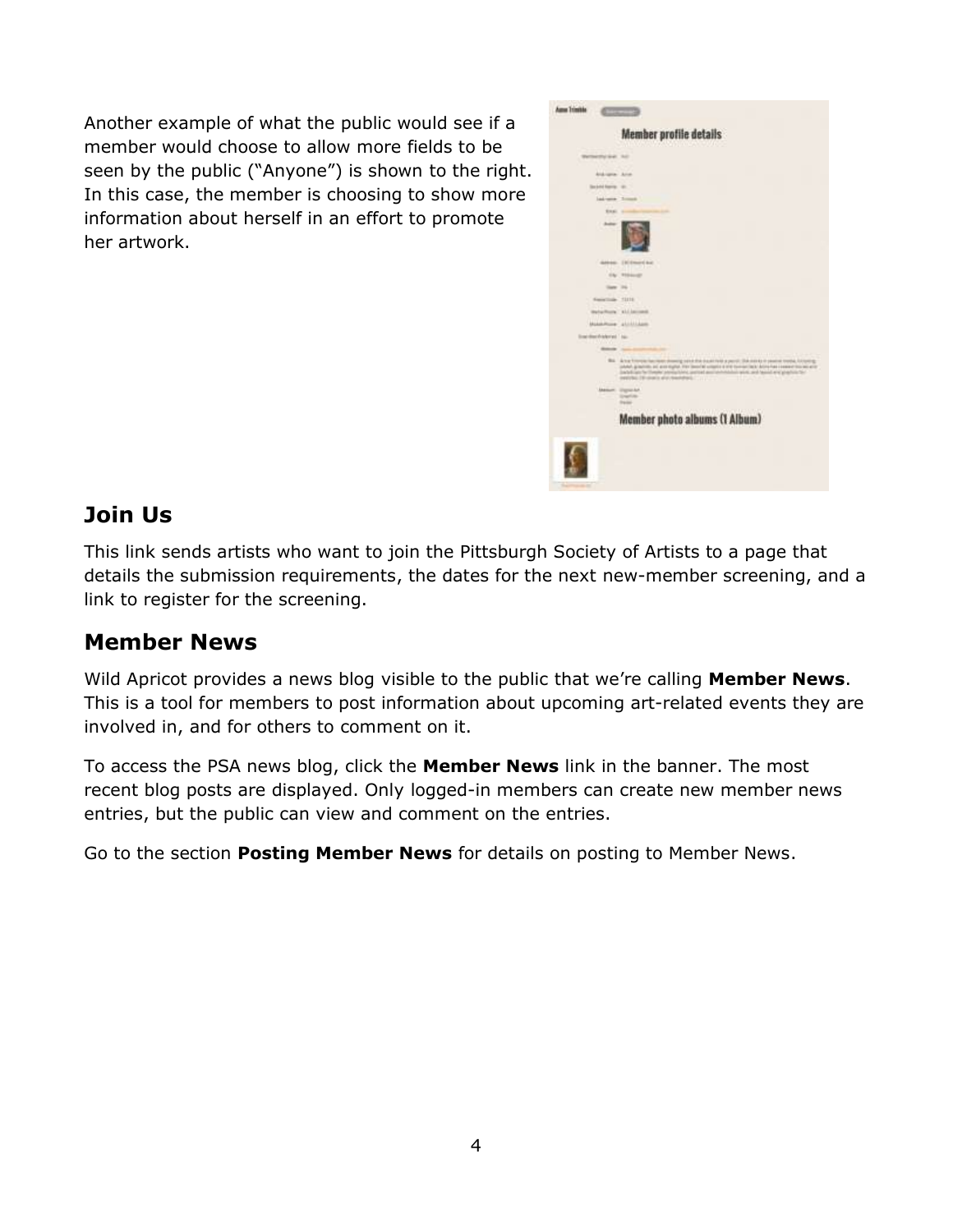Another example of what the public would see if a member would choose to allow more fields to be seen by the public ("Anyone") is shown to the right. In this case, the member is choosing to show more information about herself in an effort to promote her artwork.

## Join Us

This link sends artists who want to join the Pittsburgh Society of Artists to a page that details the submission requirements, the dates for the next new-member screening, and a link to register for the screening.

## Member News

Wild Apricot provides a news blog visible to the public that we're calling **Member News**. This is a tool for members to post information about upcoming art-related events they are involved in, and for others to comment on it.

To access the PSA news blog, click the **Member News** link in the banner. The most recent blog posts are displayed. Only logged-in members can create new member news entries, but the public can view and comment on the entries.

Go to the section **Posting Member News** for details on posting to Member News.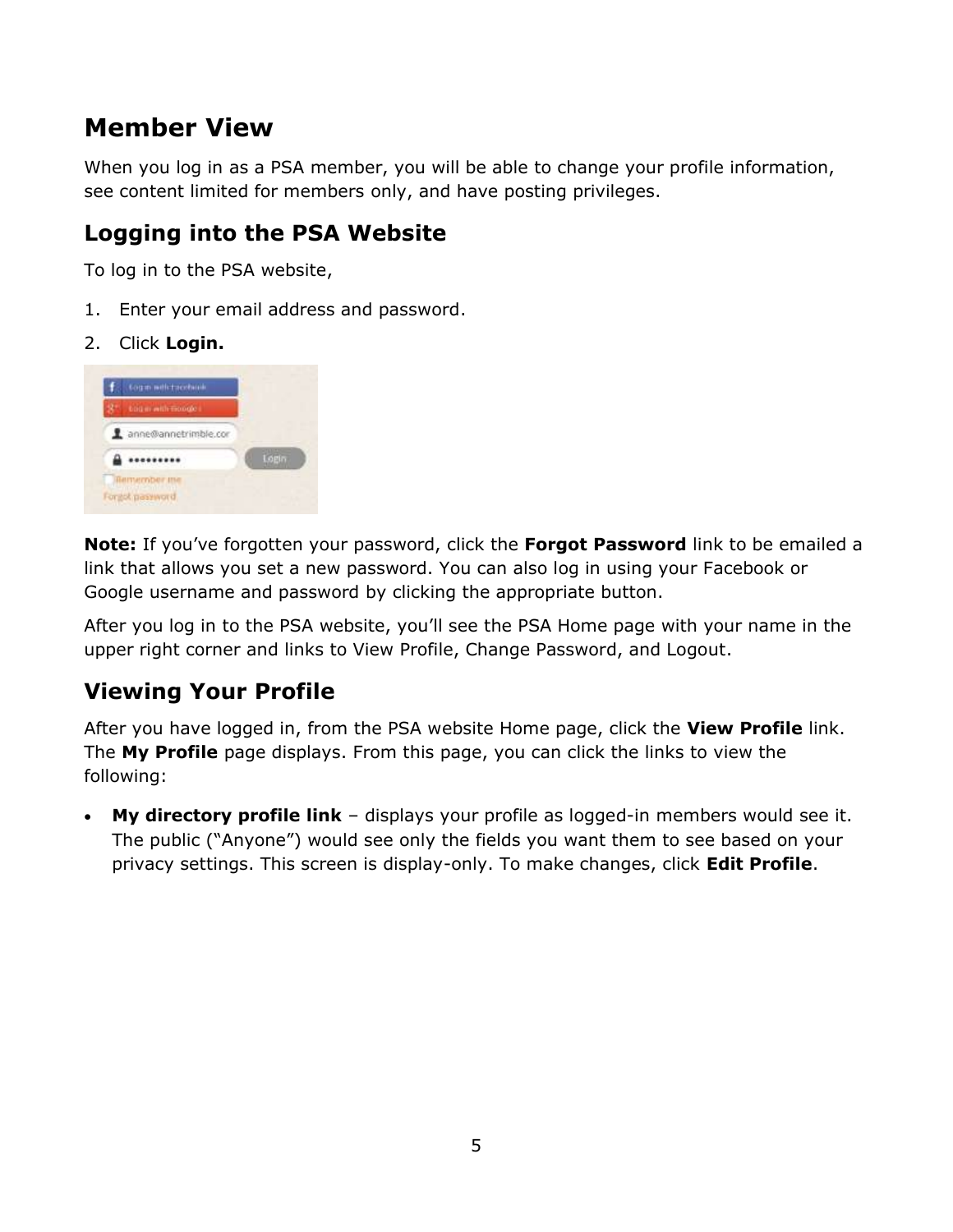# Member View

When you log in as a PSA member, you will be able to change your profile information, see content limited for members only, and have posting privileges.

## Logging into the PSA Website

To log in to the PSA website,

1. Enter your email address and password.
2. Click **Login.**

**Note:** If you've forgotten your password, click the **Forgot Password** link to be emailed a link that allows you set a new password. You can also log in using your Facebook or Google username and password by clicking the appropriate button.

After you log in to the PSA website, you'll see the PSA Home page with your name in the upper right corner and links to View Profile, Change Password, and Logout.

## Viewing Your Profile

After you have logged in, from the PSA website Home page, click the **View Profile** link. The **My Profile** page displays. From this page, you can click the links to view the following:

- **My directory profile link** – displays your profile as logged-in members would see it. The public ("Anyone") would see only the fields you want them to see based on your privacy settings. This screen is display-only. To make changes, click **Edit Profile**.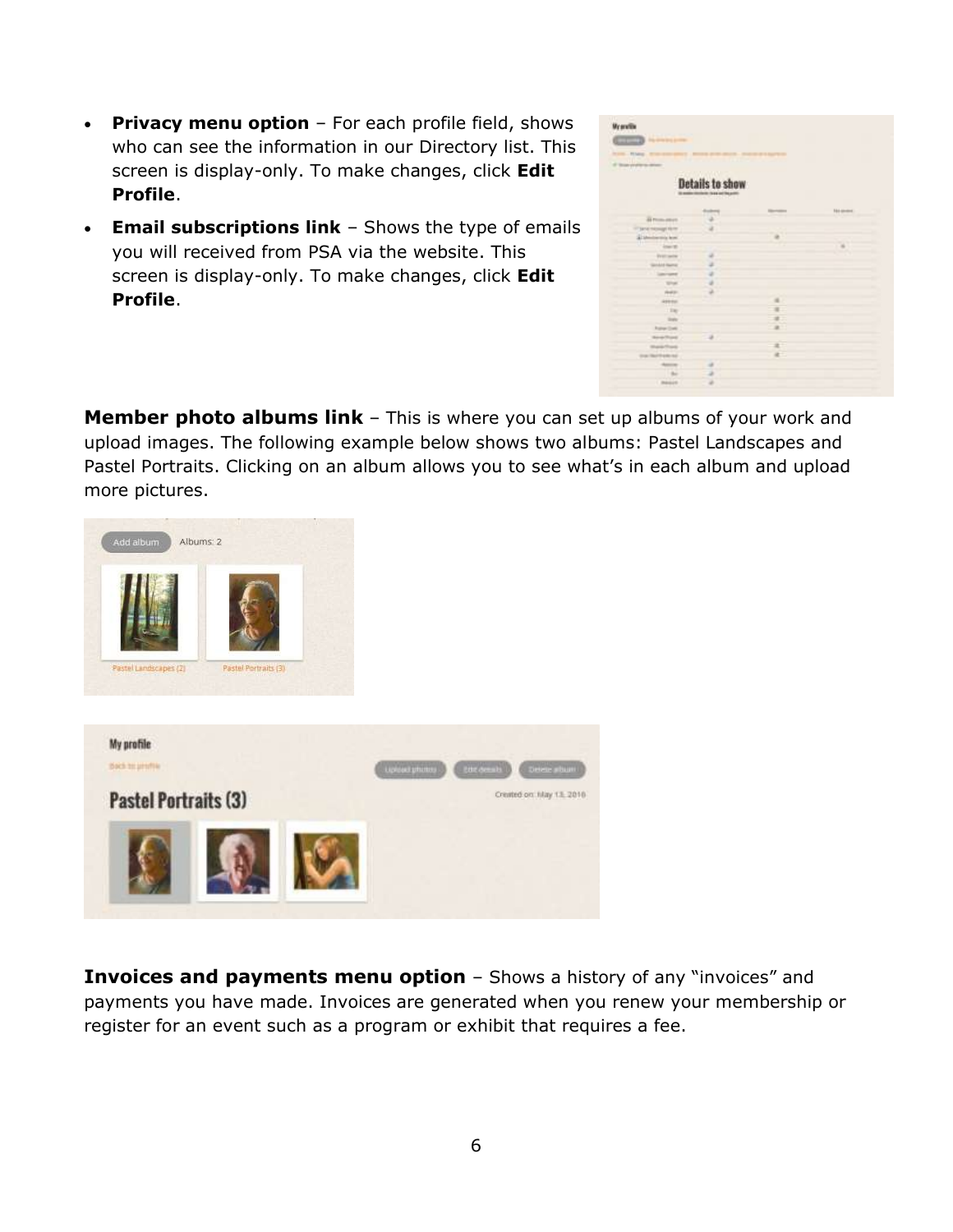- **Privacy menu option** – For each profile field, shows who can see the information in our Directory list. This screen is display-only. To make changes, click **Edit Profile**.
- **Email subscriptions link** – Shows the type of emails you will received from PSA via the website. This screen is display-only. To make changes, click **Edit Profile**.

**Member photo albums link** – This is where you can set up albums of your work and upload images. The following example below shows two albums: Pastel Landscapes and Pastel Portraits. Clicking on an album allows you to see what's in each album and upload more pictures.

**Invoices and payments menu option** – Shows a history of any "invoices" and payments you have made. Invoices are generated when you renew your membership or register for an event such as a program or exhibit that requires a fee.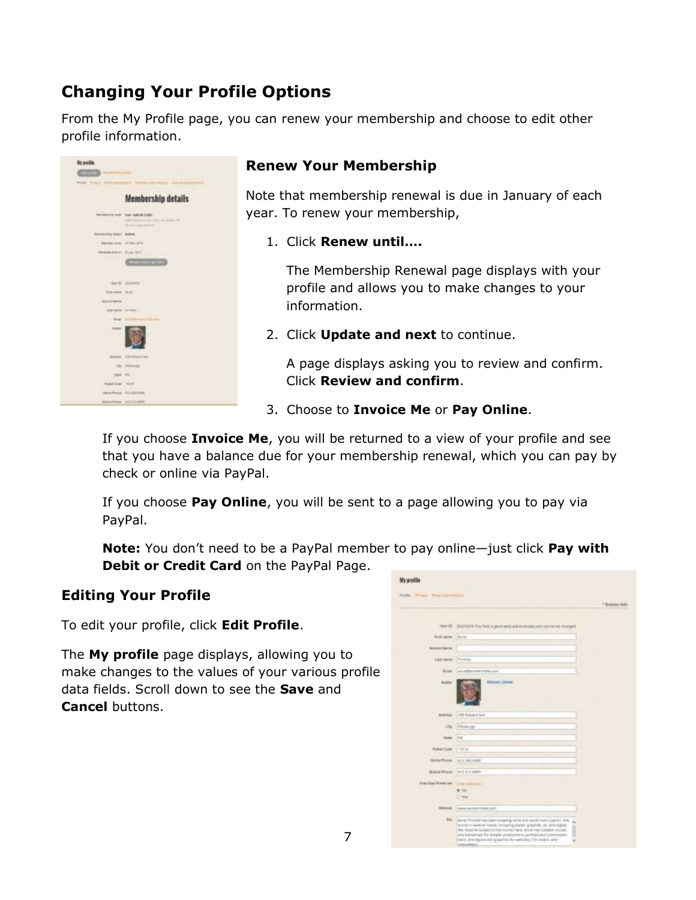## Changing Your Profile Options

From the My Profile page, you can renew your membership and choose to edit other profile information.

### Renew Your Membership

Note that membership renewal is due in January of each year. To renew your membership,

1. Click **Renew until….**

   The Membership Renewal page displays with your profile and allows you to make changes to your information.

2. Click **Update and next** to continue.

   A page displays asking you to review and confirm. Click **Review and confirm**.

3. Choose to **Invoice Me** or **Pay Online**.

If you choose **Invoice Me**, you will be returned to a view of your profile and see that you have a balance due for your membership renewal, which you can pay by check or online via PayPal.

If you choose **Pay Online**, you will be sent to a page allowing you to pay via PayPal.

**Note:** You don't need to be a PayPal member to pay online—just click **Pay with Debit or Credit Card** on the PayPal Page.

### Editing Your Profile

To edit your profile, click **Edit Profile**.

The **My profile** page displays, allowing you to make changes to the values of your various profile data fields. Scroll down to see the **Save** and **Cancel** buttons.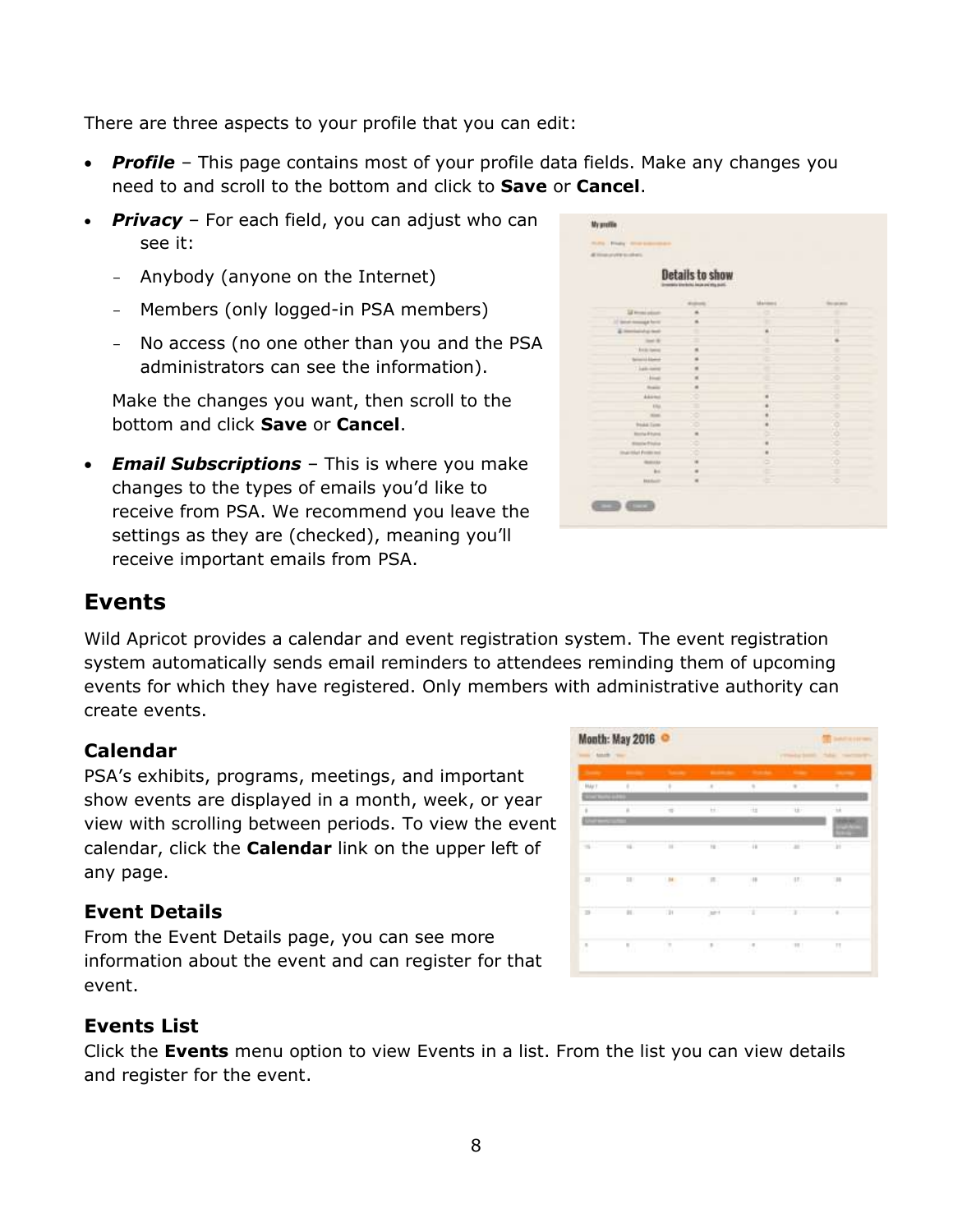There are three aspects to your profile that you can edit:

- ***Profile*** – This page contains most of your profile data fields. Make any changes you need to and scroll to the bottom and click to **Save** or **Cancel**.
- ***Privacy*** – For each field, you can adjust who can see it:
  - Anybody (anyone on the Internet)
  - Members (only logged-in PSA members)
  - No access (no one other than you and the PSA administrators can see the information).

  Make the changes you want, then scroll to the bottom and click **Save** or **Cancel**.
- ***Email Subscriptions*** – This is where you make changes to the types of emails you'd like to receive from PSA. We recommend you leave the settings as they are (checked), meaning you'll receive important emails from PSA.

## Events

Wild Apricot provides a calendar and event registration system. The event registration system automatically sends email reminders to attendees reminding them of upcoming events for which they have registered. Only members with administrative authority can create events.

### Calendar

PSA's exhibits, programs, meetings, and important show events are displayed in a month, week, or year view with scrolling between periods. To view the event calendar, click the **Calendar** link on the upper left of any page.

### Event Details

From the Event Details page, you can see more information about the event and can register for that event.

### Events List

Click the **Events** menu option to view Events in a list. From the list you can view details and register for the event.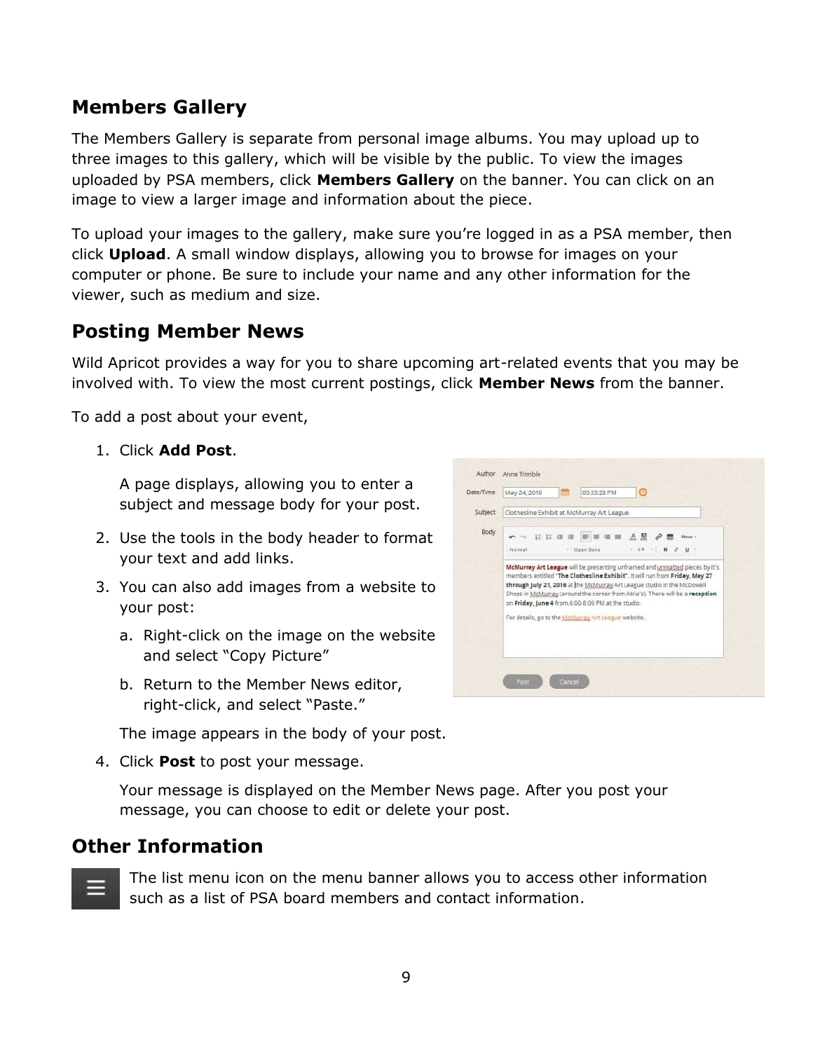## Members Gallery

The Members Gallery is separate from personal image albums. You may upload up to three images to this gallery, which will be visible by the public. To view the images uploaded by PSA members, click **Members Gallery** on the banner. You can click on an image to view a larger image and information about the piece.

To upload your images to the gallery, make sure you're logged in as a PSA member, then click **Upload**. A small window displays, allowing you to browse for images on your computer or phone. Be sure to include your name and any other information for the viewer, such as medium and size.

## Posting Member News

Wild Apricot provides a way for you to share upcoming art-related events that you may be involved with. To view the most current postings, click **Member News** from the banner.

To add a post about your event,

1. Click **Add Post**.

   A page displays, allowing you to enter a subject and message body for your post.

2. Use the tools in the body header to format your text and add links.
3. You can also add images from a website to your post:
   a. Right-click on the image on the website and select "Copy Picture"
   b. Return to the Member News editor, right-click, and select "Paste."

   The image appears in the body of your post.

4. Click **Post** to post your message.

   Your message is displayed on the Member News page. After you post your message, you can choose to edit or delete your post.

## Other Information

The list menu icon on the menu banner allows you to access other information such as a list of PSA board members and contact information.